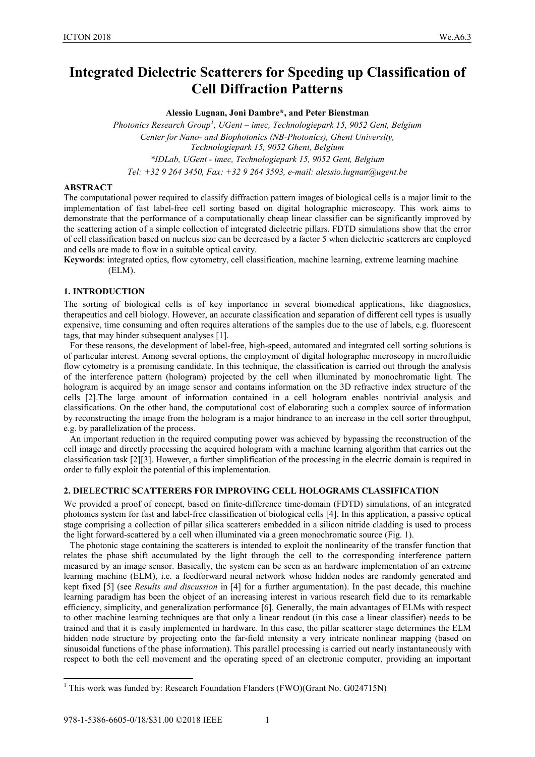# Integrated Dielectric Scatterers for Speeding up Classification of Cell Diffraction Patterns

**Alessio Lugnan, Joni Dambre*, and Peter Bienstman**

*Photonics Research Group[1], UGent – imec, Technologiepark 15, 9052 Gent, Belgium*
*Center for Nano- and Biophotonics (NB-Photonics), Ghent University, Technologiepark 15, 9052 Ghent, Belgium*
**IDLab, UGent - imec, Technologiepark 15, 9052 Gent, Belgium*
*Tel: +32 9 264 3450, Fax: +32 9 264 3593, e-mail: alessio.lugnan@ugent.be*

## ABSTRACT

The computational power required to classify diffraction pattern images of biological cells is a major limit to the implementation of fast label-free cell sorting based on digital holographic microscopy. This work aims to demonstrate that the performance of a computationally cheap linear classifier can be significantly improved by the scattering action of a simple collection of integrated dielectric pillars. FDTD simulations show that the error of cell classification based on nucleus size can be decreased by a factor 5 when dielectric scatterers are employed and cells are made to flow in a suitable optical cavity.

**Keywords**: integrated optics, flow cytometry, cell classification, machine learning, extreme learning machine (ELM).

## 1. INTRODUCTION

The sorting of biological cells is of key importance in several biomedical applications, like diagnostics, therapeutics and cell biology. However, an accurate classification and separation of different cell types is usually expensive, time consuming and often requires alterations of the samples due to the use of labels, e.g. fluorescent tags, that may hinder subsequent analyses [1].

For these reasons, the development of label-free, high-speed, automated and integrated cell sorting solutions is of particular interest. Among several options, the employment of digital holographic microscopy in microfluidic flow cytometry is a promising candidate. In this technique, the classification is carried out through the analysis of the interference pattern (hologram) projected by the cell when illuminated by monochromatic light. The hologram is acquired by an image sensor and contains information on the 3D refractive index structure of the cells [2].The large amount of information contained in a cell hologram enables nontrivial analysis and classifications. On the other hand, the computational cost of elaborating such a complex source of information by reconstructing the image from the hologram is a major hindrance to an increase in the cell sorter throughput, e.g. by parallelization of the process.

An important reduction in the required computing power was achieved by bypassing the reconstruction of the cell image and directly processing the acquired hologram with a machine learning algorithm that carries out the classification task [2][3]. However, a further simplification of the processing in the electric domain is required in order to fully exploit the potential of this implementation.

## 2. DIELECTRIC SCATTERERS FOR IMPROVING CELL HOLOGRAMS CLASSIFICATION

We provided a proof of concept, based on finite-difference time-domain (FDTD) simulations, of an integrated photonics system for fast and label-free classification of biological cells [4]. In this application, a passive optical stage comprising a collection of pillar silica scatterers embedded in a silicon nitride cladding is used to process the light forward-scattered by a cell when illuminated via a green monochromatic source (Fig. 1).

The photonic stage containing the scatterers is intended to exploit the nonlinearity of the transfer function that relates the phase shift accumulated by the light through the cell to the corresponding interference pattern measured by an image sensor. Basically, the system can be seen as an hardware implementation of an extreme learning machine (ELM), i.e. a feedforward neural network whose hidden nodes are randomly generated and kept fixed [5] (see *Results and discussion* in [4] for a further argumentation). In the past decade, this machine learning paradigm has been the object of an increasing interest in various research field due to its remarkable efficiency, simplicity, and generalization performance [6]. Generally, the main advantages of ELMs with respect to other machine learning techniques are that only a linear readout (in this case a linear classifier) needs to be trained and that it is easily implemented in hardware. In this case, the pillar scatterer stage determines the ELM hidden node structure by projecting onto the far-field intensity a very intricate nonlinear mapping (based on sinusoidal functions of the phase information). This parallel processing is carried out nearly instantaneously with respect to both the cell movement and the operating speed of an electronic computer, providing an important

[1] This work was funded by: Research Foundation Flanders (FWO)(Grant No. G024715N)

978-1-5386-6605-0/18/$31.00 ©2018 IEEE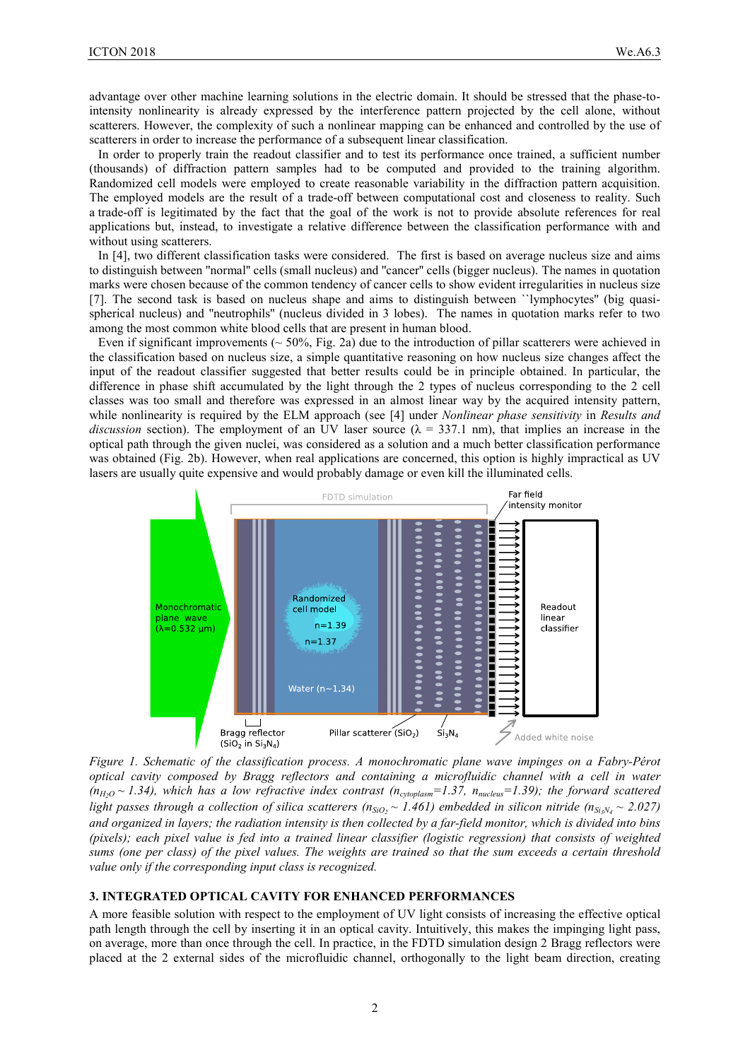advantage over other machine learning solutions in the electric domain. It should be stressed that the phase-to-intensity nonlinearity is already expressed by the interference pattern projected by the cell alone, without scatterers. However, the complexity of such a nonlinear mapping can be enhanced and controlled by the use of scatterers in order to increase the performance of a subsequent linear classification.

In order to properly train the readout classifier and to test its performance once trained, a sufficient number (thousands) of diffraction pattern samples had to be computed and provided to the training algorithm. Randomized cell models were employed to create reasonable variability in the diffraction pattern acquisition. The employed models are the result of a trade-off between computational cost and closeness to reality. Such a trade-off is legitimated by the fact that the goal of the work is not to provide absolute references for real applications but, instead, to investigate a relative difference between the classification performance with and without using scatterers.

In [4], two different classification tasks were considered. The first is based on average nucleus size and aims to distinguish between "normal" cells (small nucleus) and "cancer" cells (bigger nucleus). The names in quotation marks were chosen because of the common tendency of cancer cells to show evident irregularities in nucleus size [7]. The second task is based on nucleus shape and aims to distinguish between ``lymphocytes" (big quasi-spherical nucleus) and "neutrophils" (nucleus divided in 3 lobes). The names in quotation marks refer to two among the most common white blood cells that are present in human blood.

Even if significant improvements (~ 50%, Fig. 2a) due to the introduction of pillar scatterers were achieved in the classification based on nucleus size, a simple quantitative reasoning on how nucleus size changes affect the input of the readout classifier suggested that better results could be in principle obtained. In particular, the difference in phase shift accumulated by the light through the 2 types of nucleus corresponding to the 2 cell classes was too small and therefore was expressed in an almost linear way by the acquired intensity pattern, while nonlinearity is required by the ELM approach (see [4] under *Nonlinear phase sensitivity* in *Results and discussion* section). The employment of an UV laser source ($\lambda$ = 337.1 nm), that implies an increase in the optical path through the given nuclei, was considered as a solution and a much better classification performance was obtained (Fig. 2b). However, when real applications are concerned, this option is highly impractical as UV lasers are usually quite expensive and would probably damage or even kill the illuminated cells.

*Figure 1. Schematic of the classification process. A monochromatic plane wave impinges on a Fabry-Pérot optical cavity composed by Bragg reflectors and containing a microfluidic channel with a cell in water ($n_{H_2O} \sim 1.34$), which has a low refractive index contrast ($n_{cytoplasm}$=1.37, $n_{nucleus}$=1.39); the forward scattered light passes through a collection of silica scatterers ($n_{SiO_2} \sim 1.461$) embedded in silicon nitride ($n_{Si_3N_4} \sim 2.027$) and organized in layers; the radiation intensity is then collected by a far-field monitor, which is divided into bins (pixels); each pixel value is fed into a trained linear classifier (logistic regression) that consists of weighted sums (one per class) of the pixel values. The weights are trained so that the sum exceeds a certain threshold value only if the corresponding input class is recognized.*

### 3. INTEGRATED OPTICAL CAVITY FOR ENHANCED PERFORMANCES

A more feasible solution with respect to the employment of UV light consists of increasing the effective optical path length through the cell by inserting it in an optical cavity. Intuitively, this makes the impinging light pass, on average, more than once through the cell. In practice, in the FDTD simulation design 2 Bragg reflectors were placed at the 2 external sides of the microfluidic channel, orthogonally to the light beam direction, creating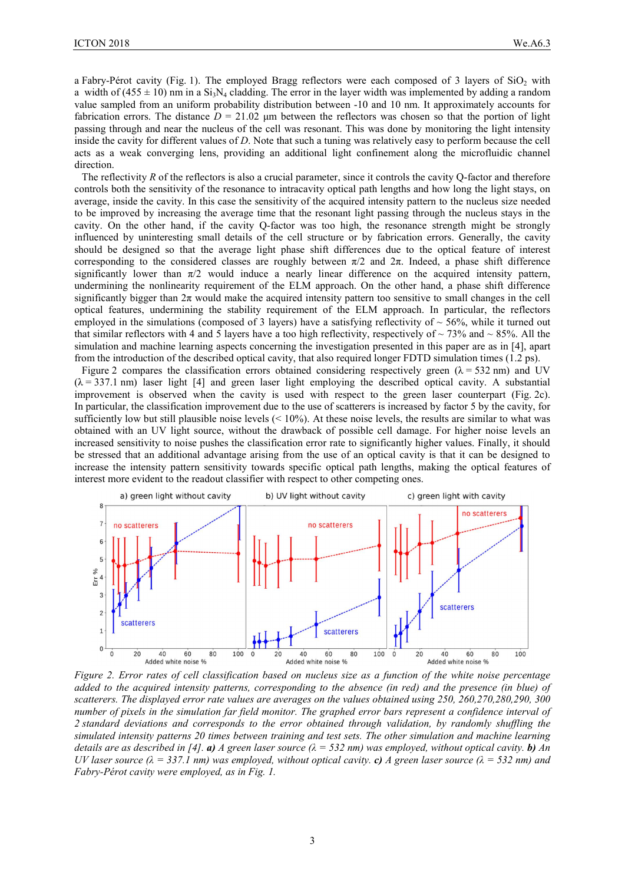a Fabry-Pérot cavity (Fig. 1). The employed Bragg reflectors were each composed of 3 layers of $SiO_2$ with a width of (455 ± 10) nm in a $Si_3N_4$ cladding. The error in the layer width was implemented by adding a random value sampled from an uniform probability distribution between -10 and 10 nm. It approximately accounts for fabrication errors. The distance $D$ = 21.02 µm between the reflectors was chosen so that the portion of light passing through and near the nucleus of the cell was resonant. This was done by monitoring the light intensity inside the cavity for different values of $D$. Note that such a tuning was relatively easy to perform because the cell acts as a weak converging lens, providing an additional light confinement along the microfluidic channel direction.

The reflectivity $R$ of the reflectors is also a crucial parameter, since it controls the cavity Q-factor and therefore controls both the sensitivity of the resonance to intracavity optical path lengths and how long the light stays, on average, inside the cavity. In this case the sensitivity of the acquired intensity pattern to the nucleus size needed to be improved by increasing the average time that the resonant light passing through the nucleus stays in the cavity. On the other hand, if the cavity Q-factor was too high, the resonance strength might be strongly influenced by uninteresting small details of the cell structure or by fabrication errors. Generally, the cavity should be designed so that the average light phase shift differences due to the optical feature of interest corresponding to the considered classes are roughly between $\pi/2$ and $2\pi$. Indeed, a phase shift difference significantly lower than $\pi/2$ would induce a nearly linear difference on the acquired intensity pattern, undermining the nonlinearity requirement of the ELM approach. On the other hand, a phase shift difference significantly bigger than $2\pi$ would make the acquired intensity pattern too sensitive to small changes in the cell optical features, undermining the stability requirement of the ELM approach. In particular, the reflectors employed in the simulations (composed of 3 layers) have a satisfying reflectivity of ~ 56%, while it turned out that similar reflectors with 4 and 5 layers have a too high reflectivity, respectively of ~ 73% and ~ 85%. All the simulation and machine learning aspects concerning the investigation presented in this paper are as in [4], apart from the introduction of the described optical cavity, that also required longer FDTD simulation times (1.2 ps).

Figure 2 compares the classification errors obtained considering respectively green ($\lambda$ = 532 nm) and UV ($\lambda$ = 337.1 nm) laser light [4] and green laser light employing the described optical cavity. A substantial improvement is observed when the cavity is used with respect to the green laser counterpart (Fig. 2c). In particular, the classification improvement due to the use of scatterers is increased by factor 5 by the cavity, for sufficiently low but still plausible noise levels (< 10%). At these noise levels, the results are similar to what was obtained with an UV light source, without the drawback of possible cell damage. For higher noise levels an increased sensitivity to noise pushes the classification error rate to significantly higher values. Finally, it should be stressed that an additional advantage arising from the use of an optical cavity is that it can be designed to increase the intensity pattern sensitivity towards specific optical path lengths, making the optical features of interest more evident to the readout classifier with respect to other competing ones.

*Figure 2. Error rates of cell classification based on nucleus size as a function of the white noise percentage added to the acquired intensity patterns, corresponding to the absence (in red) and the presence (in blue) of scatterers. The displayed error rate values are averages on the values obtained using 250, 260,270,280,290, 300 number of pixels in the simulation far field monitor. The graphed error bars represent a confidence interval of 2 standard deviations and corresponds to the error obtained through validation, by randomly shuffling the simulated intensity patterns 20 times between training and test sets. The other simulation and machine learning details are as described in [4].* ***a)*** *A green laser source ($\lambda$ = 532 nm) was employed, without optical cavity.* ***b)*** *An UV laser source ($\lambda$ = 337.1 nm) was employed, without optical cavity.* ***c)*** *A green laser source ($\lambda$ = 532 nm) and Fabry-Pérot cavity were employed, as in Fig. 1.*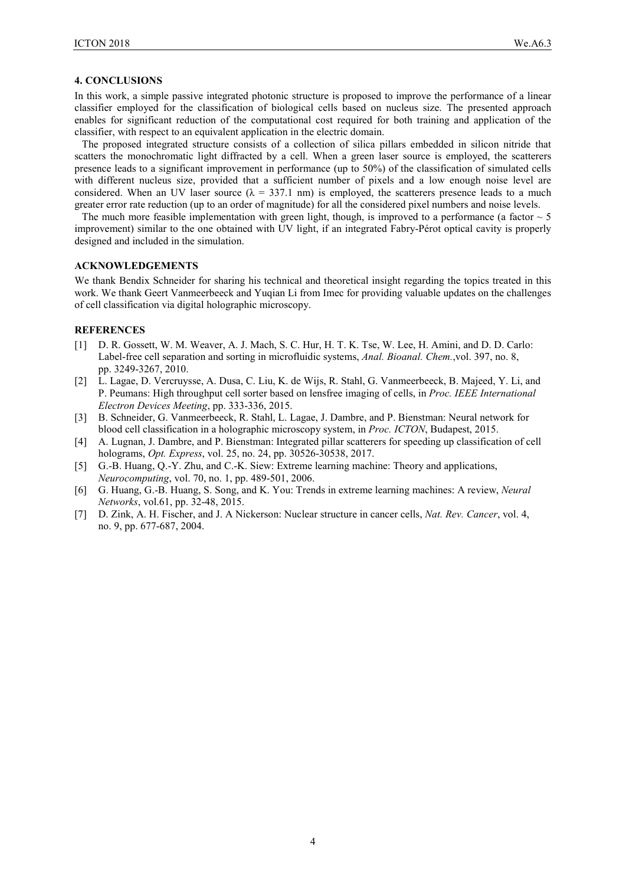## 4. CONCLUSIONS

In this work, a simple passive integrated photonic structure is proposed to improve the performance of a linear classifier employed for the classification of biological cells based on nucleus size. The presented approach enables for significant reduction of the computational cost required for both training and application of the classifier, with respect to an equivalent application in the electric domain.

The proposed integrated structure consists of a collection of silica pillars embedded in silicon nitride that scatters the monochromatic light diffracted by a cell. When a green laser source is employed, the scatterers presence leads to a significant improvement in performance (up to 50%) of the classification of simulated cells with different nucleus size, provided that a sufficient number of pixels and a low enough noise level are considered. When an UV laser source ($\lambda$ = 337.1 nm) is employed, the scatterers presence leads to a much greater error rate reduction (up to an order of magnitude) for all the considered pixel numbers and noise levels.

The much more feasible implementation with green light, though, is improved to a performance (a factor ~ 5 improvement) similar to the one obtained with UV light, if an integrated Fabry-Pérot optical cavity is properly designed and included in the simulation.

## ACKNOWLEDGEMENTS

We thank Bendix Schneider for sharing his technical and theoretical insight regarding the topics treated in this work. We thank Geert Vanmeerbeeck and Yuqian Li from Imec for providing valuable updates on the challenges of cell classification via digital holographic microscopy.

## REFERENCES

[1] D. R. Gossett, W. M. Weaver, A. J. Mach, S. C. Hur, H. T. K. Tse, W. Lee, H. Amini, and D. D. Carlo: Label-free cell separation and sorting in microfluidic systems, *Anal. Bioanal. Chem.*,vol. 397, no. 8, pp. 3249-3267, 2010.

[2] L. Lagae, D. Vercruysse, A. Dusa, C. Liu, K. de Wijs, R. Stahl, G. Vanmeerbeeck, B. Majeed, Y. Li, and P. Peumans: High throughput cell sorter based on lensfree imaging of cells, in *Proc. IEEE International Electron Devices Meeting*, pp. 333-336, 2015.

[3] B. Schneider, G. Vanmeerbeeck, R. Stahl, L. Lagae, J. Dambre, and P. Bienstman: Neural network for blood cell classification in a holographic microscopy system, in *Proc. ICTON*, Budapest, 2015.

[4] A. Lugnan, J. Dambre, and P. Bienstman: Integrated pillar scatterers for speeding up classification of cell holograms, *Opt. Express*, vol. 25, no. 24, pp. 30526-30538, 2017.

[5] G.-B. Huang, Q.-Y. Zhu, and C.-K. Siew: Extreme learning machine: Theory and applications, *Neurocomputing*, vol. 70, no. 1, pp. 489-501, 2006.

[6] G. Huang, G.-B. Huang, S. Song, and K. You: Trends in extreme learning machines: A review, *Neural Networks*, vol.61, pp. 32-48, 2015.

[7] D. Zink, A. H. Fischer, and J. A Nickerson: Nuclear structure in cancer cells, *Nat. Rev. Cancer*, vol. 4, no. 9, pp. 677-687, 2004.